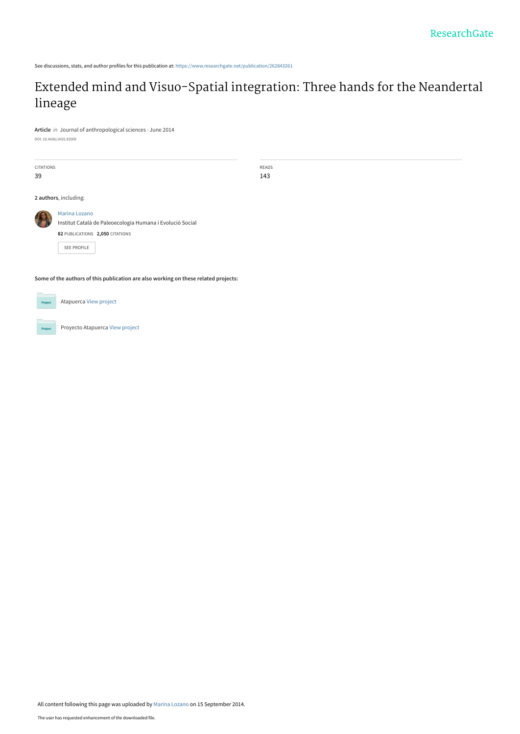See discussions, stats, and author profiles for this publication at: https://www.researchgate.net/publication/262843261

# Extended mind and Visuo-Spatial integration: Three hands for the Neandertal lineage

**Article** *in* Journal of anthropological sciences · June 2014

DOI: 10.4436/JASS.92009

| CITATIONS | READS |
| --- | --- |
| 39 | 143 |

**2 authors**, including:

Marina Lozano
Institut Català de Paleoecologia Humana i Evolució Social
**82** PUBLICATIONS **2,050** CITATIONS

SEE PROFILE

**Some of the authors of this publication are also working on these related projects:**

Atapuerca View project

Proyecto Atapuerca View project

All content following this page was uploaded by Marina Lozano on 15 September 2014.

The user has requested enhancement of the downloaded file.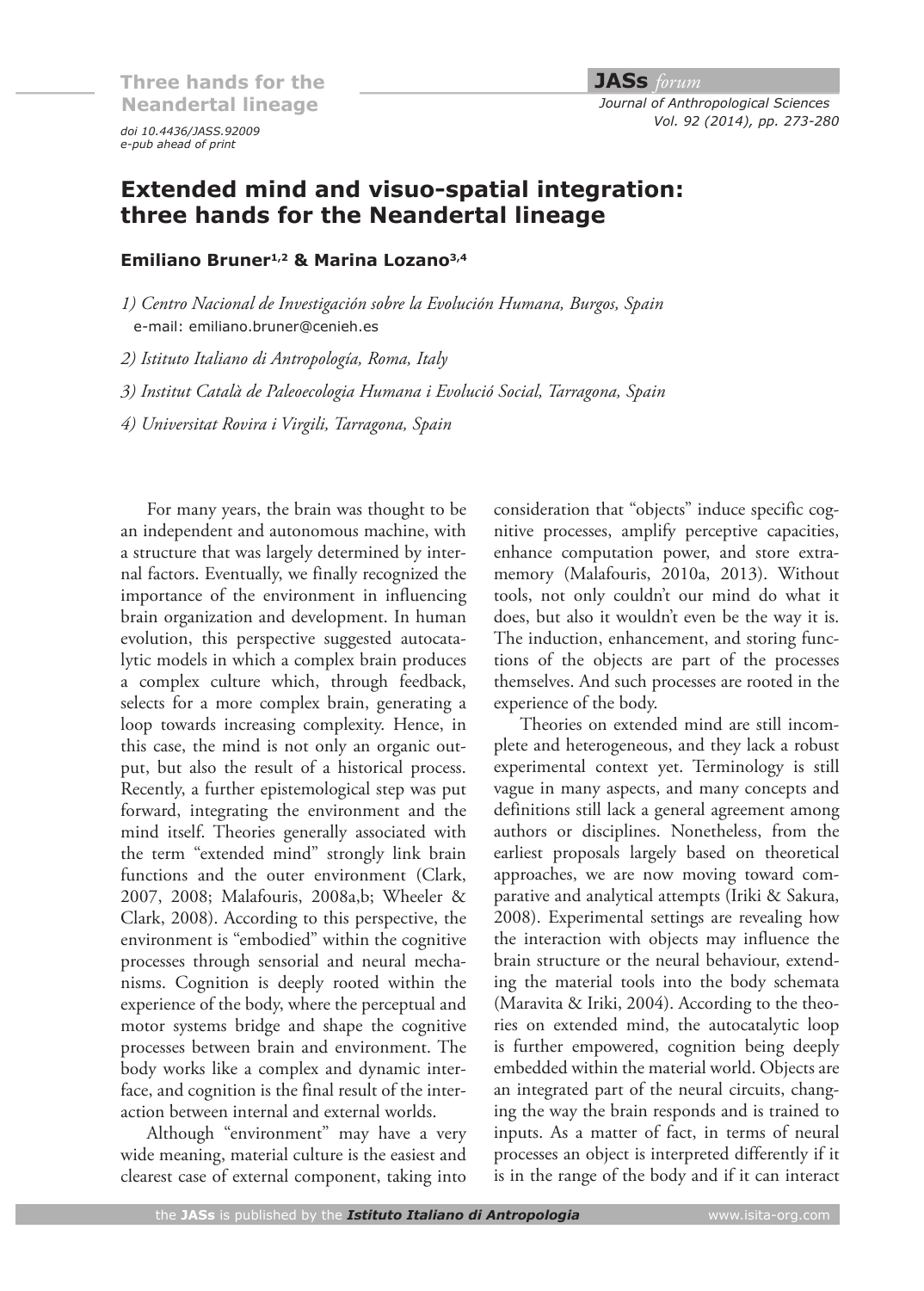# Extended mind and visuo-spatial integration: three hands for the Neandertal lineage

**Emiliano Bruner[1,2] & Marina Lozano[3,4]**

1) *Centro Nacional de Investigación sobre la Evolución Humana, Burgos, Spain*
e-mail: emiliano.bruner@cenieh.es

2) *Istituto Italiano di Antropología, Roma, Italy*

3) *Institut Català de Paleoecologia Humana i Evolució Social, Tarragona, Spain*

4) *Universitat Rovira i Virgili, Tarragona, Spain*

For many years, the brain was thought to be an independent and autonomous machine, with a structure that was largely determined by internal factors. Eventually, we finally recognized the importance of the environment in influencing brain organization and development. In human evolution, this perspective suggested autocatalytic models in which a complex brain produces a complex culture which, through feedback, selects for a more complex brain, generating a loop towards increasing complexity. Hence, in this case, the mind is not only an organic output, but also the result of a historical process. Recently, a further epistemological step was put forward, integrating the environment and the mind itself. Theories generally associated with the term "extended mind" strongly link brain functions and the outer environment (Clark, 2007, 2008; Malafouris, 2008a,b; Wheeler & Clark, 2008). According to this perspective, the environment is "embodied" within the cognitive processes through sensorial and neural mechanisms. Cognition is deeply rooted within the experience of the body, where the perceptual and motor systems bridge and shape the cognitive processes between brain and environment. The body works like a complex and dynamic interface, and cognition is the final result of the interaction between internal and external worlds.

Although "environment" may have a very wide meaning, material culture is the easiest and clearest case of external component, taking into consideration that "objects" induce specific cognitive processes, amplify perceptive capacities, enhance computation power, and store extra-memory (Malafouris, 2010a, 2013). Without tools, not only couldn't our mind do what it does, but also it wouldn't even be the way it is. The induction, enhancement, and storing functions of the objects are part of the processes themselves. And such processes are rooted in the experience of the body.

Theories on extended mind are still incomplete and heterogeneous, and they lack a robust experimental context yet. Terminology is still vague in many aspects, and many concepts and definitions still lack a general agreement among authors or disciplines. Nonetheless, from the earliest proposals largely based on theoretical approaches, we are now moving toward comparative and analytical attempts (Iriki & Sakura, 2008). Experimental settings are revealing how the interaction with objects may influence the brain structure or the neural behaviour, extending the material tools into the body schemata (Maravita & Iriki, 2004). According to the theories on extended mind, the autocatalytic loop is further empowered, cognition being deeply embedded within the material world. Objects are an integrated part of the neural circuits, changing the way the brain responds and is trained to inputs. As a matter of fact, in terms of neural processes an object is interpreted differently if it is in the range of the body and if it can interact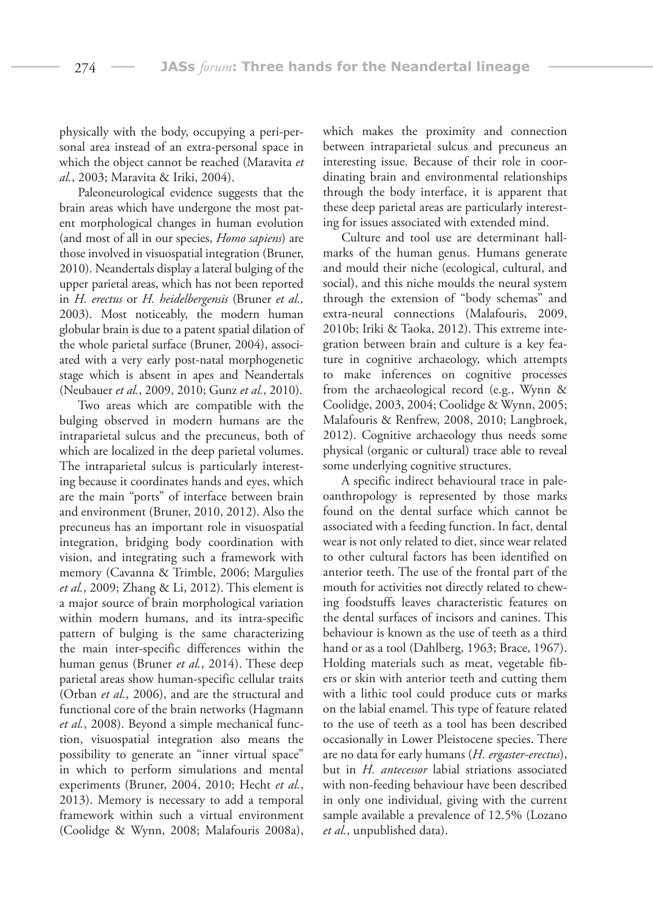physically with the body, occupying a peri-personal area instead of an extra-personal space in which the object cannot be reached (Maravita *et al.*, 2003; Maravita & Iriki, 2004).

Paleoneurological evidence suggests that the brain areas which have undergone the most patent morphological changes in human evolution (and most of all in our species, *Homo sapiens*) are those involved in visuospatial integration (Bruner, 2010). Neandertals display a lateral bulging of the upper parietal areas, which has not been reported in *H. erectus* or *H. heidelbergensis* (Bruner *et al.,* 2003). Most noticeably, the modern human globular brain is due to a patent spatial dilation of the whole parietal surface (Bruner, 2004), associated with a very early post-natal morphogenetic stage which is absent in apes and Neandertals (Neubauer *et al.*, 2009, 2010; Gunz *et al.*, 2010).

Two areas which are compatible with the bulging observed in modern humans are the intraparietal sulcus and the precuneus, both of which are localized in the deep parietal volumes. The intraparietal sulcus is particularly interesting because it coordinates hands and eyes, which are the main "ports" of interface between brain and environment (Bruner, 2010, 2012). Also the precuneus has an important role in visuospatial integration, bridging body coordination with vision, and integrating such a framework with memory (Cavanna & Trimble, 2006; Margulies *et al.*, 2009; Zhang & Li, 2012). This element is a major source of brain morphological variation within modern humans, and its intra-specific pattern of bulging is the same characterizing the main inter-specific differences within the human genus (Bruner *et al.*, 2014). These deep parietal areas show human-specific cellular traits (Orban *et al.*, 2006), and are the structural and functional core of the brain networks (Hagmann *et al.*, 2008). Beyond a simple mechanical function, visuospatial integration also means the possibility to generate an "inner virtual space" in which to perform simulations and mental experiments (Bruner, 2004, 2010; Hecht *et al.*, 2013). Memory is necessary to add a temporal framework within such a virtual environment (Coolidge & Wynn, 2008; Malafouris 2008a), which makes the proximity and connection between intraparietal sulcus and precuneus an interesting issue. Because of their role in coordinating brain and environmental relationships through the body interface, it is apparent that these deep parietal areas are particularly interesting for issues associated with extended mind.

Culture and tool use are determinant hallmarks of the human genus. Humans generate and mould their niche (ecological, cultural, and social), and this niche moulds the neural system through the extension of "body schemas" and extra-neural connections (Malafouris, 2009, 2010b; Iriki & Taoka, 2012). This extreme integration between brain and culture is a key feature in cognitive archaeology, which attempts to make inferences on cognitive processes from the archaeological record (e.g., Wynn & Coolidge, 2003, 2004; Coolidge & Wynn, 2005; Malafouris & Renfrew, 2008, 2010; Langbroek, 2012). Cognitive archaeology thus needs some physical (organic or cultural) trace able to reveal some underlying cognitive structures.

A specific indirect behavioural trace in paleoanthropology is represented by those marks found on the dental surface which cannot be associated with a feeding function. In fact, dental wear is not only related to diet, since wear related to other cultural factors has been identified on anterior teeth. The use of the frontal part of the mouth for activities not directly related to chewing foodstuffs leaves characteristic features on the dental surfaces of incisors and canines. This behaviour is known as the use of teeth as a third hand or as a tool (Dahlberg, 1963; Brace, 1967). Holding materials such as meat, vegetable fibers or skin with anterior teeth and cutting them with a lithic tool could produce cuts or marks on the labial enamel. This type of feature related to the use of teeth as a tool has been described occasionally in Lower Pleistocene species. There are no data for early humans (*H. ergaster-erectus*), but in *H. antecessor* labial striations associated with non-feeding behaviour have been described in only one individual, giving with the current sample available a prevalence of 12.5% (Lozano *et al.*, unpublished data).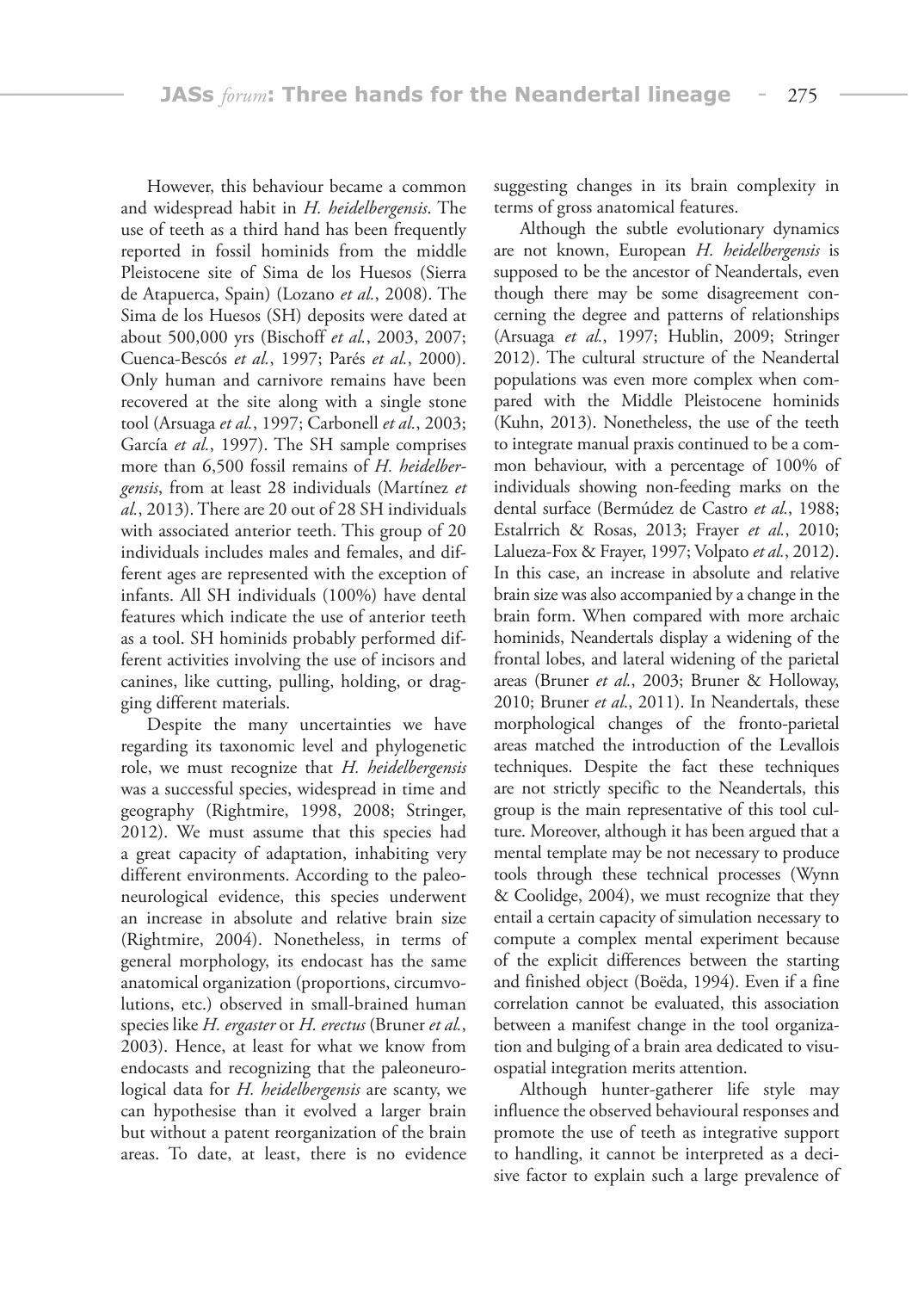However, this behaviour became a common and widespread habit in *H. heidelbergensis*. The use of teeth as a third hand has been frequently reported in fossil hominids from the middle Pleistocene site of Sima de los Huesos (Sierra de Atapuerca, Spain) (Lozano *et al.*, 2008). The Sima de los Huesos (SH) deposits were dated at about 500,000 yrs (Bischoff *et al.*, 2003, 2007; Cuenca-Bescós *et al.*, 1997; Parés *et al.*, 2000). Only human and carnivore remains have been recovered at the site along with a single stone tool (Arsuaga *et al.*, 1997; Carbonell *et al.*, 2003; García *et al.*, 1997). The SH sample comprises more than 6,500 fossil remains of *H. heidelbergensis*, from at least 28 individuals (Martínez *et al.*, 2013). There are 20 out of 28 SH individuals with associated anterior teeth. This group of 20 individuals includes males and females, and different ages are represented with the exception of infants. All SH individuals (100%) have dental features which indicate the use of anterior teeth as a tool. SH hominids probably performed different activities involving the use of incisors and canines, like cutting, pulling, holding, or dragging different materials.

Despite the many uncertainties we have regarding its taxonomic level and phylogenetic role, we must recognize that *H. heidelbergensis* was a successful species, widespread in time and geography (Rightmire, 1998, 2008; Stringer, 2012). We must assume that this species had a great capacity of adaptation, inhabiting very different environments. According to the paleoneurological evidence, this species underwent an increase in absolute and relative brain size (Rightmire, 2004). Nonetheless, in terms of general morphology, its endocast has the same anatomical organization (proportions, circumvolutions, etc.) observed in small-brained human species like *H. ergaster* or *H. erectus* (Bruner *et al.*, 2003). Hence, at least for what we know from endocasts and recognizing that the paleoneurological data for *H. heidelbergensis* are scanty, we can hypothesise than it evolved a larger brain but without a patent reorganization of the brain areas. To date, at least, there is no evidence suggesting changes in its brain complexity in terms of gross anatomical features.

Although the subtle evolutionary dynamics are not known, European *H. heidelbergensis* is supposed to be the ancestor of Neandertals, even though there may be some disagreement concerning the degree and patterns of relationships (Arsuaga *et al.*, 1997; Hublin, 2009; Stringer 2012). The cultural structure of the Neandertal populations was even more complex when compared with the Middle Pleistocene hominids (Kuhn, 2013). Nonetheless, the use of the teeth to integrate manual praxis continued to be a common behaviour, with a percentage of 100% of individuals showing non-feeding marks on the dental surface (Bermúdez de Castro *et al.*, 1988; Estalrrich & Rosas, 2013; Frayer *et al.*, 2010; Lalueza-Fox & Frayer, 1997; Volpato *et al.*, 2012). In this case, an increase in absolute and relative brain size was also accompanied by a change in the brain form. When compared with more archaic hominids, Neandertals display a widening of the frontal lobes, and lateral widening of the parietal areas (Bruner *et al.*, 2003; Bruner & Holloway, 2010; Bruner *et al.*, 2011). In Neandertals, these morphological changes of the fronto-parietal areas matched the introduction of the Levallois techniques. Despite the fact these techniques are not strictly specific to the Neandertals, this group is the main representative of this tool culture. Moreover, although it has been argued that a mental template may be not necessary to produce tools through these technical processes (Wynn & Coolidge, 2004), we must recognize that they entail a certain capacity of simulation necessary to compute a complex mental experiment because of the explicit differences between the starting and finished object (Boëda, 1994). Even if a fine correlation cannot be evaluated, this association between a manifest change in the tool organization and bulging of a brain area dedicated to visuospatial integration merits attention.

Although hunter-gatherer life style may influence the observed behavioural responses and promote the use of teeth as integrative support to handling, it cannot be interpreted as a decisive factor to explain such a large prevalence of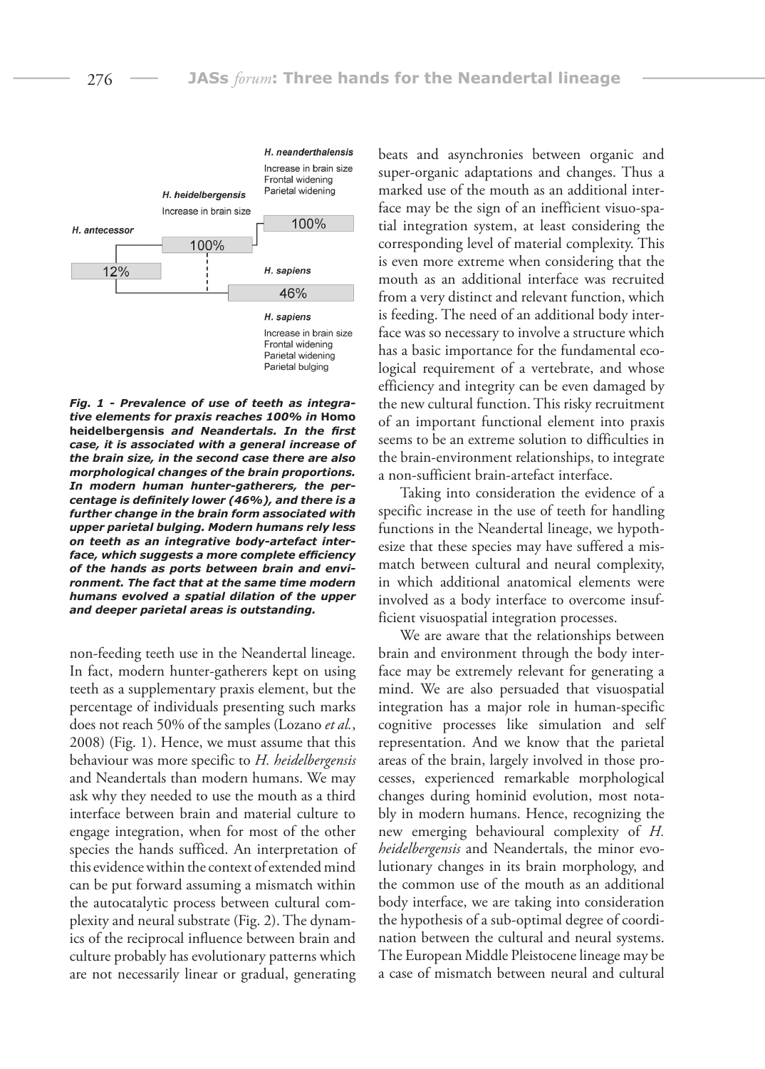H. neanderthalensis

Increase in brain size
Frontal widening
Parietal widening

H. heidelbergensis

Increase in brain size

H. antecessor

12%

100%

100%

H. sapiens

46%

H. sapiens

Increase in brain size
Frontal widening
Parietal widening
Parietal bulging

***Fig. 1 - Prevalence of use of teeth as integrative elements for praxis reaches 100% in* Homo heidelbergensis *and Neandertals. In the first case, it is associated with a general increase of the brain size, in the second case there are also morphological changes of the brain proportions. In modern human hunter-gatherers, the percentage is definitely lower (46%), and there is a further change in the brain form associated with upper parietal bulging. Modern humans rely less on teeth as an integrative body-artefact interface, which suggests a more complete efficiency of the hands as ports between brain and environment. The fact that at the same time modern humans evolved a spatial dilation of the upper and deeper parietal areas is outstanding.***

non-feeding teeth use in the Neandertal lineage. In fact, modern hunter-gatherers kept on using teeth as a supplementary praxis element, but the percentage of individuals presenting such marks does not reach 50% of the samples (Lozano *et al.*, 2008) (Fig. 1). Hence, we must assume that this behaviour was more specific to *H. heidelbergensis* and Neandertals than modern humans. We may ask why they needed to use the mouth as a third interface between brain and material culture to engage integration, when for most of the other species the hands sufficed. An interpretation of this evidence within the context of extended mind can be put forward assuming a mismatch within the autocatalytic process between cultural complexity and neural substrate (Fig. 2). The dynamics of the reciprocal influence between brain and culture probably has evolutionary patterns which are not necessarily linear or gradual, generating beats and asynchronies between organic and super-organic adaptations and changes. Thus a marked use of the mouth as an additional interface may be the sign of an inefficient visuo-spatial integration system, at least considering the corresponding level of material complexity. This is even more extreme when considering that the mouth as an additional interface was recruited from a very distinct and relevant function, which is feeding. The need of an additional body interface was so necessary to involve a structure which has a basic importance for the fundamental ecological requirement of a vertebrate, and whose efficiency and integrity can be even damaged by the new cultural function. This risky recruitment of an important functional element into praxis seems to be an extreme solution to difficulties in the brain-environment relationships, to integrate a non-sufficient brain-artefact interface.

Taking into consideration the evidence of a specific increase in the use of teeth for handling functions in the Neandertal lineage, we hypothesize that these species may have suffered a mismatch between cultural and neural complexity, in which additional anatomical elements were involved as a body interface to overcome insufficient visuospatial integration processes.

We are aware that the relationships between brain and environment through the body interface may be extremely relevant for generating a mind. We are also persuaded that visuospatial integration has a major role in human-specific cognitive processes like simulation and self representation. And we know that the parietal areas of the brain, largely involved in those processes, experienced remarkable morphological changes during hominid evolution, most notably in modern humans. Hence, recognizing the new emerging behavioural complexity of *H. heidelbergensis* and Neandertals, the minor evolutionary changes in its brain morphology, and the common use of the mouth as an additional body interface, we are taking into consideration the hypothesis of a sub-optimal degree of coordination between the cultural and neural systems. The European Middle Pleistocene lineage may be a case of mismatch between neural and cultural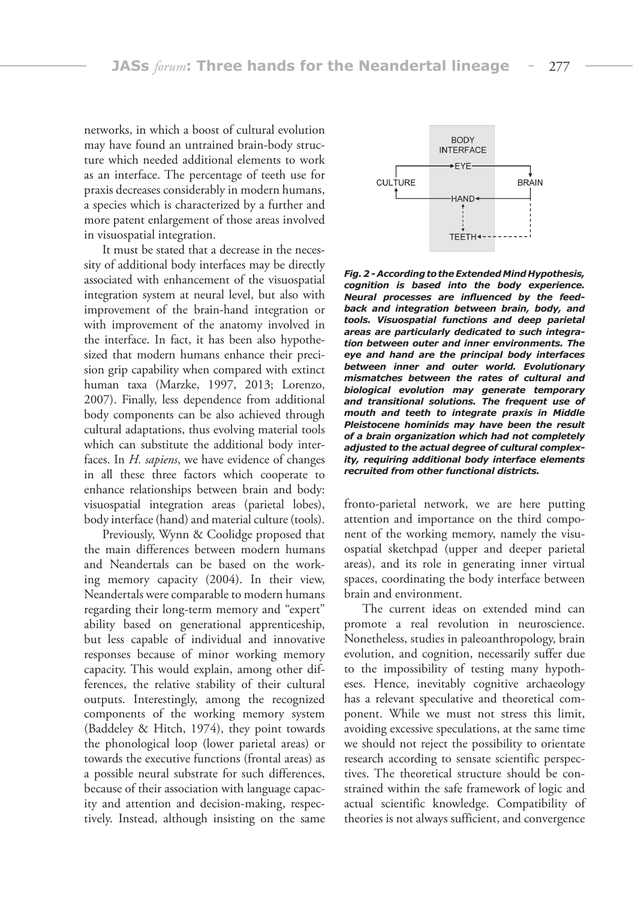networks, in which a boost of cultural evolution may have found an untrained brain-body structure which needed additional elements to work as an interface. The percentage of teeth use for praxis decreases considerably in modern humans, a species which is characterized by a further and more patent enlargement of those areas involved in visuospatial integration.

It must be stated that a decrease in the necessity of additional body interfaces may be directly associated with enhancement of the visuospatial integration system at neural level, but also with improvement of the brain-hand integration or with improvement of the anatomy involved in the interface. In fact, it has been also hypothesized that modern humans enhance their precision grip capability when compared with extinct human taxa (Marzke, 1997, 2013; Lorenzo, 2007). Finally, less dependence from additional body components can be also achieved through cultural adaptations, thus evolving material tools which can substitute the additional body interfaces. In *H. sapiens*, we have evidence of changes in all these three factors which cooperate to enhance relationships between brain and body: visuospatial integration areas (parietal lobes), body interface (hand) and material culture (tools).

Previously, Wynn & Coolidge proposed that the main differences between modern humans and Neandertals can be based on the working memory capacity (2004). In their view, Neandertals were comparable to modern humans regarding their long-term memory and "expert" ability based on generational apprenticeship, but less capable of individual and innovative responses because of minor working memory capacity. This would explain, among other differences, the relative stability of their cultural outputs. Interestingly, among the recognized components of the working memory system (Baddeley & Hitch, 1974), they point towards the phonological loop (lower parietal areas) or towards the executive functions (frontal areas) as a possible neural substrate for such differences, because of their association with language capacity and attention and decision-making, respectively. Instead, although insisting on the same fronto-parietal network, we are here putting attention and importance on the third component of the working memory, namely the visuospatial sketchpad (upper and deeper parietal areas), and its role in generating inner virtual spaces, coordinating the body interface between brain and environment.

BODY INTERFACE
EYE
CULTURE
BRAIN
HAND
TEETH

***Fig. 2 - According to the Extended Mind Hypothesis, cognition is based into the body experience. Neural processes are influenced by the feedback and integration between brain, body, and tools. Visuospatial functions and deep parietal areas are particularly dedicated to such integration between outer and inner environments. The eye and hand are the principal body interfaces between inner and outer world. Evolutionary mismatches between the rates of cultural and biological evolution may generate temporary and transitional solutions. The frequent use of mouth and teeth to integrate praxis in Middle Pleistocene hominids may have been the result of a brain organization which had not completely adjusted to the actual degree of cultural complexity, requiring additional body interface elements recruited from other functional districts.***

The current ideas on extended mind can promote a real revolution in neuroscience. Nonetheless, studies in paleoanthropology, brain evolution, and cognition, necessarily suffer due to the impossibility of testing many hypotheses. Hence, inevitably cognitive archaeology has a relevant speculative and theoretical component. While we must not stress this limit, avoiding excessive speculations, at the same time we should not reject the possibility to orientate research according to sensate scientific perspectives. The theoretical structure should be constrained within the safe framework of logic and actual scientific knowledge. Compatibility of theories is not always sufficient, and convergence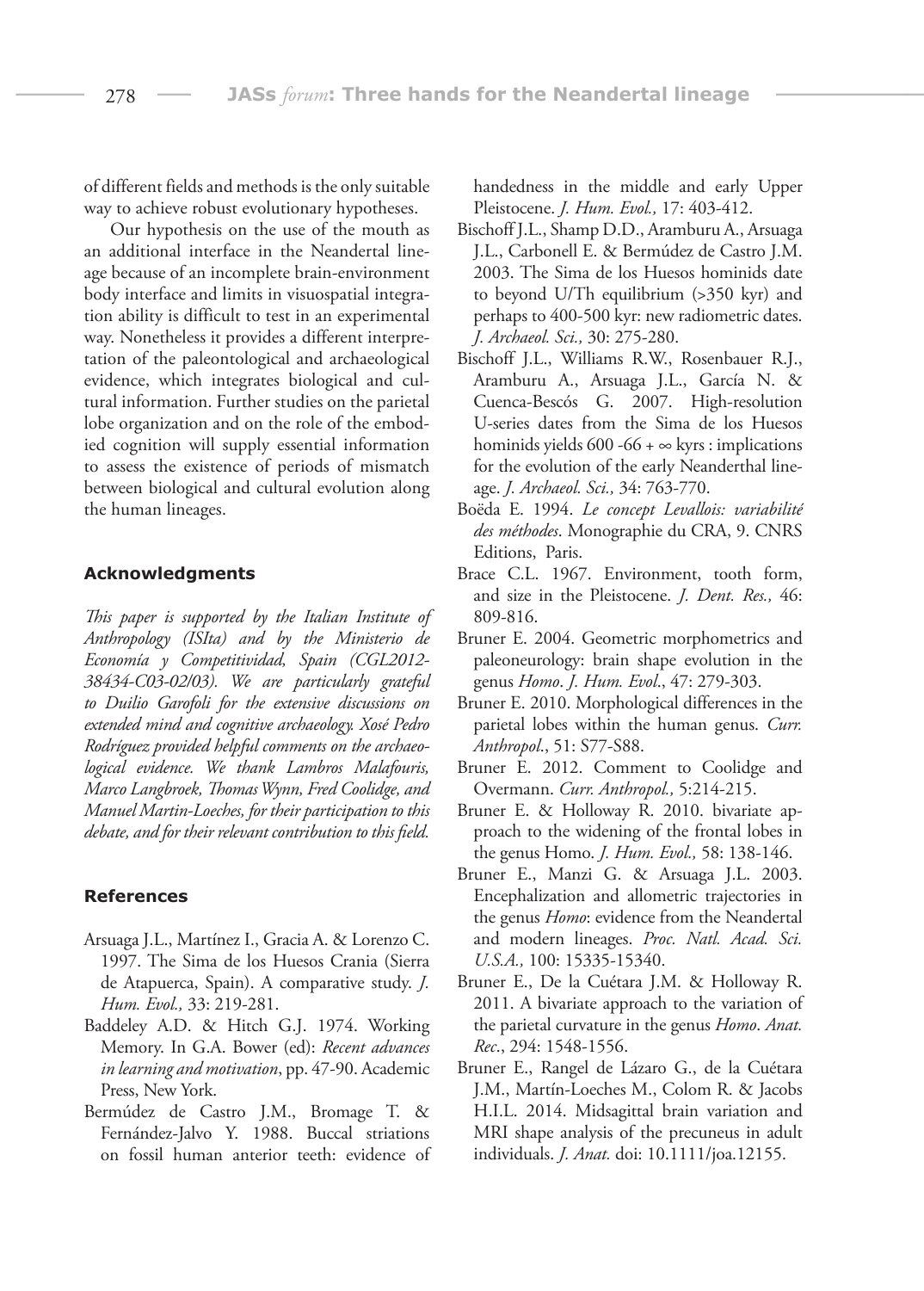of different fields and methods is the only suitable way to achieve robust evolutionary hypotheses.

Our hypothesis on the use of the mouth as an additional interface in the Neandertal lineage because of an incomplete brain-environment body interface and limits in visuospatial integration ability is difficult to test in an experimental way. Nonetheless it provides a different interpretation of the paleontological and archaeological evidence, which integrates biological and cultural information. Further studies on the parietal lobe organization and on the role of the embodied cognition will supply essential information to assess the existence of periods of mismatch between biological and cultural evolution along the human lineages.

### Acknowledgments

*This paper is supported by the Italian Institute of Anthropology (ISIta) and by the Ministerio de Economía y Competitividad, Spain (CGL2012-38434-C03-02/03). We are particularly grateful to Duilio Garofoli for the extensive discussions on extended mind and cognitive archaeology. Xosé Pedro Rodríguez provided helpful comments on the archaeological evidence. We thank Lambros Malafouris, Marco Langbroek, Thomas Wynn, Fred Coolidge, and Manuel Martin-Loeches, for their participation to this debate, and for their relevant contribution to this field.*

### References

Arsuaga J.L., Martínez I., Gracia A. & Lorenzo C. 1997. The Sima de los Huesos Crania (Sierra de Atapuerca, Spain). A comparative study. *J. Hum. Evol.,* 33: 219-281.

Baddeley A.D. & Hitch G.J. 1974. Working Memory. In G.A. Bower (ed): *Recent advances in learning and motivation*, pp. 47-90. Academic Press, New York.

Bermúdez de Castro J.M., Bromage T. & Fernández-Jalvo Y. 1988. Buccal striations on fossil human anterior teeth: evidence of handedness in the middle and early Upper Pleistocene. *J. Hum. Evol.,* 17: 403-412.

Bischoff J.L., Shamp D.D., Aramburu A., Arsuaga J.L., Carbonell E. & Bermúdez de Castro J.M. 2003. The Sima de los Huesos hominids date to beyond U/Th equilibrium (>350 kyr) and perhaps to 400-500 kyr: new radiometric dates. *J. Archaeol. Sci.,* 30: 275-280.

Bischoff J.L., Williams R.W., Rosenbauer R.J., Aramburu A., Arsuaga J.L., García N. & Cuenca-Bescós G. 2007. High-resolution U-series dates from the Sima de los Huesos hominids yields 600 -66 + ∞ kyrs : implications for the evolution of the early Neanderthal lineage. *J. Archaeol. Sci.,* 34: 763-770.

Boëda E. 1994. *Le concept Levallois: variabilité des méthodes*. Monographie du CRA, 9. CNRS Editions, Paris.

Brace C.L. 1967. Environment, tooth form, and size in the Pleistocene. *J. Dent. Res.,* 46: 809-816.

Bruner E. 2004. Geometric morphometrics and paleoneurology: brain shape evolution in the genus *Homo*. *J. Hum. Evol*., 47: 279-303.

Bruner E. 2010. Morphological differences in the parietal lobes within the human genus. *Curr. Anthropol*., 51: S77-S88.

Bruner E. 2012. Comment to Coolidge and Overmann. *Curr. Anthropol.,* 5:214-215.

Bruner E. & Holloway R. 2010. bivariate approach to the widening of the frontal lobes in the genus Homo. *J. Hum. Evol.,* 58: 138-146.

Bruner E., Manzi G. & Arsuaga J.L. 2003. Encephalization and allometric trajectories in the genus *Homo*: evidence from the Neandertal and modern lineages. *Proc. Natl. Acad. Sci. U.S.A.,* 100: 15335-15340.

Bruner E., De la Cuétara J.M. & Holloway R. 2011. A bivariate approach to the variation of the parietal curvature in the genus *Homo*. *Anat. Rec*., 294: 1548-1556.

Bruner E., Rangel de Lázaro G., de la Cuétara J.M., Martín-Loeches M., Colom R. & Jacobs H.I.L. 2014. Midsagittal brain variation and MRI shape analysis of the precuneus in adult individuals. *J. Anat.* doi: 10.1111/joa.12155.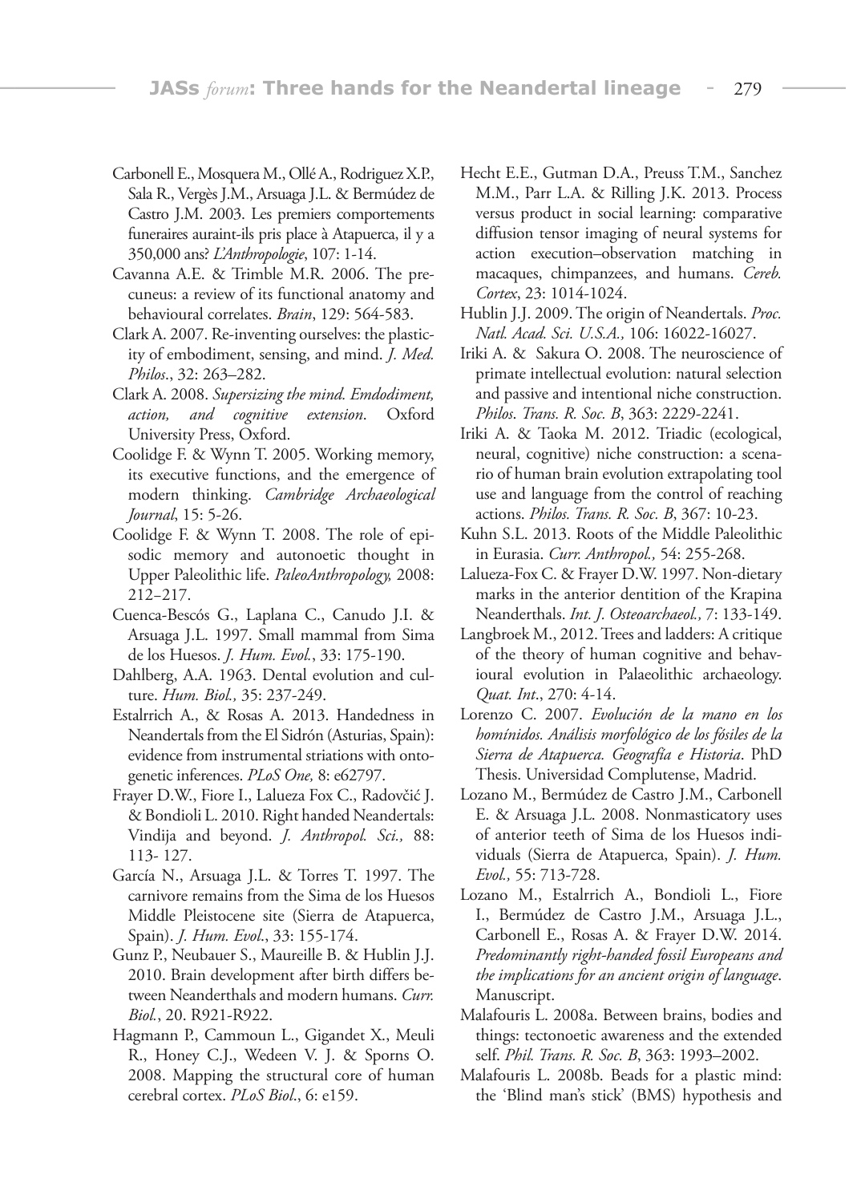Carbonell E., Mosquera M., Ollé A., Rodriguez X.P., Sala R., Vergès J.M., Arsuaga J.L. & Bermúdez de Castro J.M. 2003. Les premiers comportements funeraires auraint-ils pris place à Atapuerca, il y a 350,000 ans? *L'Anthropologie*, 107: 1-14.

Cavanna A.E. & Trimble M.R. 2006. The precuneus: a review of its functional anatomy and behavioural correlates. *Brain*, 129: 564-583.

Clark A. 2007. Re-inventing ourselves: the plasticity of embodiment, sensing, and mind. *J. Med. Philos*., 32: 263–282.

Clark A. 2008. *Supersizing the mind. Emdodiment, action, and cognitive extension*. Oxford University Press, Oxford.

Coolidge F. & Wynn T. 2005. Working memory, its executive functions, and the emergence of modern thinking. *Cambridge Archaeological Journal*, 15: 5-26.

Coolidge F. & Wynn T. 2008. The role of episodic memory and autonoetic thought in Upper Paleolithic life. *PaleoAnthropology,* 2008: 212–217.

Cuenca-Bescós G., Laplana C., Canudo J.I. & Arsuaga J.L. 1997. Small mammal from Sima de los Huesos. *J. Hum. Evol.*, 33: 175-190.

Dahlberg, A.A. 1963. Dental evolution and culture. *Hum. Biol.,* 35: 237-249.

Estalrrich A., & Rosas A. 2013. Handedness in Neandertals from the El Sidrón (Asturias, Spain): evidence from instrumental striations with ontogenetic inferences. *PLoS One,* 8: e62797.

Frayer D.W., Fiore I., Lalueza Fox C., Radovčić J. & Bondioli L. 2010. Right handed Neandertals: Vindija and beyond. *J. Anthropol. Sci.,* 88: 113- 127.

García N., Arsuaga J.L. & Torres T. 1997. The carnivore remains from the Sima de los Huesos Middle Pleistocene site (Sierra de Atapuerca, Spain). *J. Hum. Evol*., 33: 155-174.

Gunz P., Neubauer S., Maureille B. & Hublin J.J. 2010. Brain development after birth differs between Neanderthals and modern humans. *Curr. Biol.*, 20. R921-R922.

Hagmann P., Cammoun L., Gigandet X., Meuli R., Honey C.J., Wedeen V. J. & Sporns O. 2008. Mapping the structural core of human cerebral cortex. *PLoS Biol*., 6: e159.

Hecht E.E., Gutman D.A., Preuss T.M., Sanchez M.M., Parr L.A. & Rilling J.K. 2013. Process versus product in social learning: comparative diffusion tensor imaging of neural systems for action execution–observation matching in macaques, chimpanzees, and humans. *Cereb. Cortex*, 23: 1014-1024.

Hublin J.J. 2009. The origin of Neandertals. *Proc. Natl. Acad. Sci. U.S.A.,* 106: 16022-16027.

Iriki A. & Sakura O. 2008. The neuroscience of primate intellectual evolution: natural selection and passive and intentional niche construction. *Philos. Trans. R. Soc. B*, 363: 2229-2241.

Iriki A. & Taoka M. 2012. Triadic (ecological, neural, cognitive) niche construction: a scenario of human brain evolution extrapolating tool use and language from the control of reaching actions. *Philos. Trans. R. Soc. B*, 367: 10-23.

Kuhn S.L. 2013. Roots of the Middle Paleolithic in Eurasia. *Curr. Anthropol.,* 54: 255-268.

Lalueza-Fox C. & Frayer D.W. 1997. Non-dietary marks in the anterior dentition of the Krapina Neanderthals. *Int. J. Osteoarchaeol.,* 7: 133-149.

Langbroek M., 2012. Trees and ladders: A critique of the theory of human cognitive and behavioural evolution in Palaeolithic archaeology. *Quat. Int*., 270: 4-14.

Lorenzo C. 2007. *Evolución de la mano en los homínidos. Análisis morfológico de los fósiles de la Sierra de Atapuerca. Geografía e Historia*. PhD Thesis. Universidad Complutense, Madrid.

Lozano M., Bermúdez de Castro J.M., Carbonell E. & Arsuaga J.L. 2008. Nonmasticatory uses of anterior teeth of Sima de los Huesos individuals (Sierra de Atapuerca, Spain). *J. Hum. Evol.,* 55: 713-728.

Lozano M., Estalrrich A., Bondioli L., Fiore I., Bermúdez de Castro J.M., Arsuaga J.L., Carbonell E., Rosas A. & Frayer D.W. 2014. *Predominantly right-handed fossil Europeans and the implications for an ancient origin of language*. Manuscript.

Malafouris L. 2008a. Between brains, bodies and things: tectonoetic awareness and the extended self. *Phil. Trans. R. Soc. B*, 363: 1993–2002.

Malafouris L. 2008b. Beads for a plastic mind: the 'Blind man's stick' (BMS) hypothesis and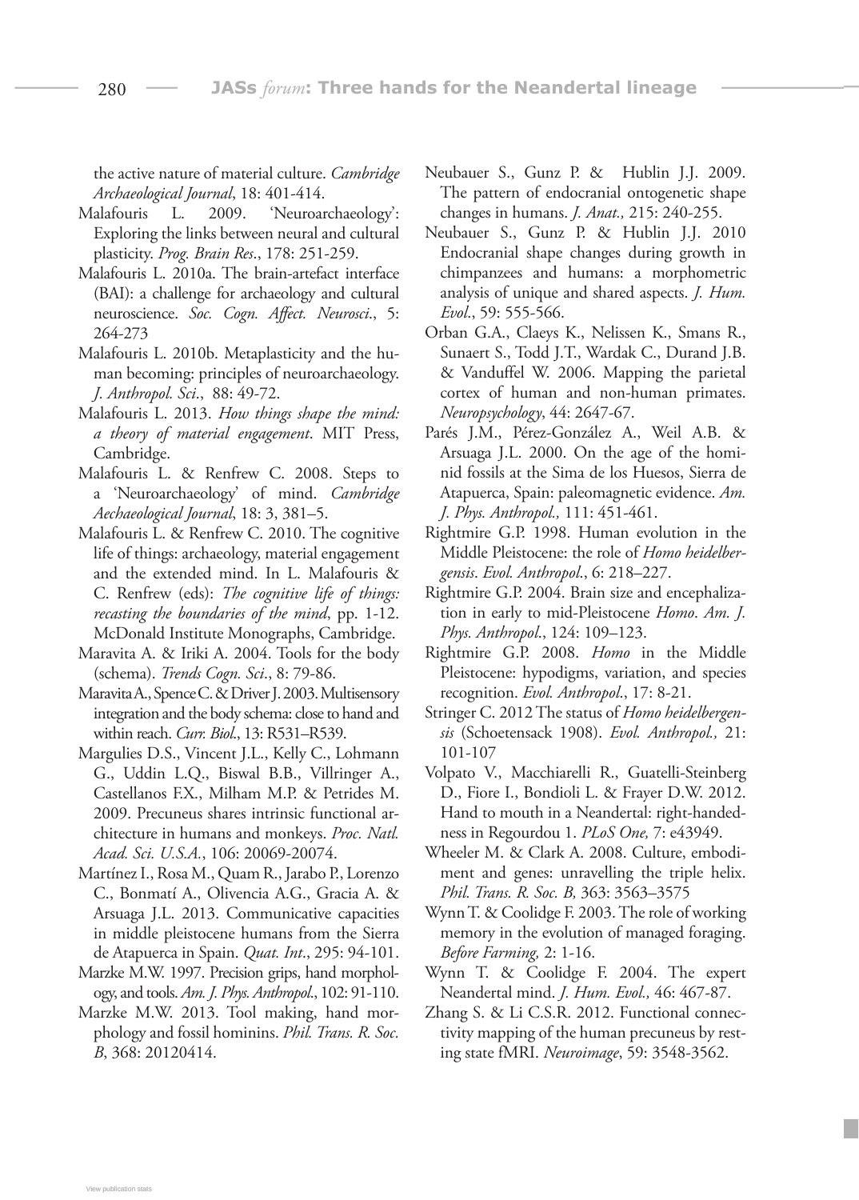the active nature of material culture. *Cambridge Archaeological Journal*, 18: 401-414.

Malafouris L. 2009. 'Neuroarchaeology': Exploring the links between neural and cultural plasticity. *Prog. Brain Res*., 178: 251-259.

Malafouris L. 2010a. The brain-artefact interface (BAI): a challenge for archaeology and cultural neuroscience. *Soc. Cogn. Affect. Neurosci*., 5: 264-273

Malafouris L. 2010b. Metaplasticity and the human becoming: principles of neuroarchaeology. *J. Anthropol. Sci*., 88: 49-72.

Malafouris L. 2013. *How things shape the mind: a theory of material engagement*. MIT Press, Cambridge.

Malafouris L. & Renfrew C. 2008. Steps to a 'Neuroarchaeology' of mind. *Cambridge Aechaeological Journal*, 18: 3, 381–5.

Malafouris L. & Renfrew C. 2010. The cognitive life of things: archaeology, material engagement and the extended mind. In L. Malafouris & C. Renfrew (eds): *The cognitive life of things: recasting the boundaries of the mind*, pp. 1-12. McDonald Institute Monographs, Cambridge.

Maravita A. & Iriki A. 2004. Tools for the body (schema). *Trends Cogn. Sci*., 8: 79-86.

Maravita A., Spence C. & Driver J. 2003. Multisensory integration and the body schema: close to hand and within reach. *Curr. Biol*., 13: R531–R539.

Margulies D.S., Vincent J.L., Kelly C., Lohmann G., Uddin L.Q., Biswal B.B., Villringer A., Castellanos F.X., Milham M.P. & Petrides M. 2009. Precuneus shares intrinsic functional architecture in humans and monkeys. *Proc. Natl. Acad. Sci. U.S.A.*, 106: 20069-20074.

Martínez I., Rosa M., Quam R., Jarabo P., Lorenzo C., Bonmatí A., Olivencia A.G., Gracia A. & Arsuaga J.L. 2013. Communicative capacities in middle pleistocene humans from the Sierra de Atapuerca in Spain. *Quat. Int*., 295: 94-101.

Marzke M.W. 1997. Precision grips, hand morphology, and tools. *Am. J. Phys. Anthropol*., 102: 91-110.

Marzke M.W. 2013. Tool making, hand morphology and fossil hominins. *Phil. Trans. R. Soc. B*, 368: 20120414.

Neubauer S., Gunz P. & Hublin J.J. 2009. The pattern of endocranial ontogenetic shape changes in humans. *J. Anat.,* 215: 240-255.

Neubauer S., Gunz P. & Hublin J.J. 2010 Endocranial shape changes during growth in chimpanzees and humans: a morphometric analysis of unique and shared aspects. *J. Hum. Evol*., 59: 555-566.

Orban G.A., Claeys K., Nelissen K., Smans R., Sunaert S., Todd J.T., Wardak C., Durand J.B. & Vanduffel W. 2006. Mapping the parietal cortex of human and non-human primates. *Neuropsychology*, 44: 2647-67.

Parés J.M., Pérez-González A., Weil A.B. & Arsuaga J.L. 2000. On the age of the hominid fossils at the Sima de los Huesos, Sierra de Atapuerca, Spain: paleomagnetic evidence. *Am. J. Phys. Anthropol.,* 111: 451-461.

Rightmire G.P. 1998. Human evolution in the Middle Pleistocene: the role of *Homo heidelbergensis*. *Evol. Anthropol*., 6: 218–227.

Rightmire G.P. 2004. Brain size and encephalization in early to mid-Pleistocene *Homo*. *Am. J. Phys. Anthropol*., 124: 109–123.

Rightmire G.P. 2008. *Homo* in the Middle Pleistocene: hypodigms, variation, and species recognition. *Evol. Anthropol*., 17: 8-21.

Stringer C. 2012 The status of *Homo heidelbergensis* (Schoetensack 1908). *Evol. Anthropol.,* 21: 101-107

Volpato V., Macchiarelli R., Guatelli-Steinberg D., Fiore I., Bondioli L. & Frayer D.W. 2012. Hand to mouth in a Neandertal: right-handedness in Regourdou 1. *PLoS One,* 7: e43949.

Wheeler M. & Clark A. 2008. Culture, embodiment and genes: unravelling the triple helix. *Phil. Trans. R. Soc. B,* 363: 3563–3575

Wynn T. & Coolidge F. 2003. The role of working memory in the evolution of managed foraging. *Before Farming,* 2: 1-16.

Wynn T. & Coolidge F. 2004. The expert Neandertal mind. *J. Hum. Evol.,* 46: 467-87.

Zhang S. & Li C.S.R. 2012. Functional connectivity mapping of the human precuneus by resting state fMRI. *Neuroimage*, 59: 3548-3562.